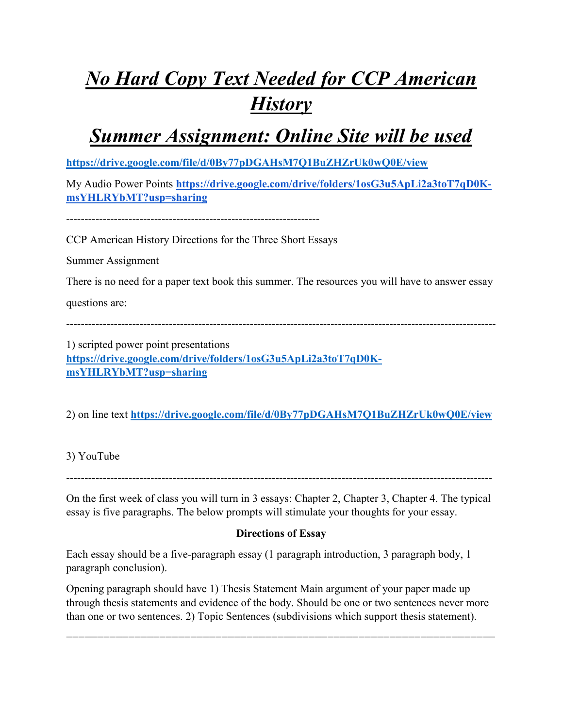# *No Hard Copy Text Needed for CCP American History*

# *Summer Assignment: Online Site will be used*

**https://drive.google.com/file/d/0By77pDGAHsM7Q1BuZHZrUk0wQ0E/view**

My Audio Power Points **https://drive.google.com/drive/folders/1osG3u5ApLi2a3toT7qD0K-msYHLRYbMT?usp=sharing**

---------------------------------------------------------------------

CCP American History Directions for the Three Short Essays

Summer Assignment

There is no need for a paper text book this summer. The resources you will have to answer essay questions are:

---------------------------------------------------------------------------------------------------------------------

1) scripted power point presentations **https://drive.google.com/drive/folders/1osG3u5ApLi2a3toT7qD0K-msYHLRYbMT?usp=sharing**

2) on line text **https://drive.google.com/file/d/0By77pDGAHsM7Q1BuZHZrUk0wQ0E/view**

3) YouTube

---------------------------------------------------------------------------------------------------------------------

On the first week of class you will turn in 3 essays: Chapter 2, Chapter 3, Chapter 4. The typical essay is five paragraphs. The below prompts will stimulate your thoughts for your essay.

**Directions of Essay**

Each essay should be a five-paragraph essay (1 paragraph introduction, 3 paragraph body, 1 paragraph conclusion).

Opening paragraph should have 1) Thesis Statement Main argument of your paper made up through thesis statements and evidence of the body. Should be one or two sentences never more than one or two sentences. 2) Topic Sentences (subdivisions which support thesis statement).

=====================================================================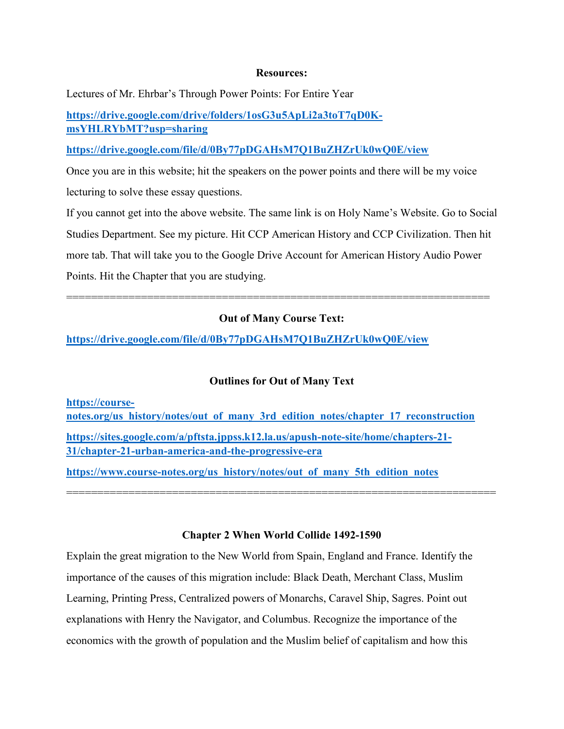**Resources:**

Lectures of Mr. Ehrbar's Through Power Points: For Entire Year

**https://drive.google.com/drive/folders/1osG3u5ApLi2a3toT7qD0K-msYHLRYbMT?usp=sharing**

**https://drive.google.com/file/d/0By77pDGAHsM7Q1BuZHZrUk0wQ0E/view**

Once you are in this website; hit the speakers on the power points and there will be my voice lecturing to solve these essay questions.

If you cannot get into the above website. The same link is on Holy Name's Website. Go to Social Studies Department. See my picture. Hit CCP American History and CCP Civilization. Then hit more tab. That will take you to the Google Drive Account for American History Audio Power Points. Hit the Chapter that you are studying.

=================================================================

**Out of Many Course Text:**

**https://drive.google.com/file/d/0By77pDGAHsM7Q1BuZHZrUk0wQ0E/view**

**Outlines for Out of Many Text**

**https://course-notes.org/us_history/notes/out_of_many_3rd_edition_notes/chapter_17_reconstruction**

**https://sites.google.com/a/pftsta.jppss.k12.la.us/apush-note-site/home/chapters-21-31/chapter-21-urban-america-and-the-progressive-era**

**https://www.course-notes.org/us_history/notes/out_of_many_5th_edition_notes**

=================================================================

**Chapter 2 When World Collide 1492-1590**

Explain the great migration to the New World from Spain, England and France. Identify the importance of the causes of this migration include: Black Death, Merchant Class, Muslim Learning, Printing Press, Centralized powers of Monarchs, Caravel Ship, Sagres. Point out explanations with Henry the Navigator, and Columbus. Recognize the importance of the economics with the growth of population and the Muslim belief of capitalism and how this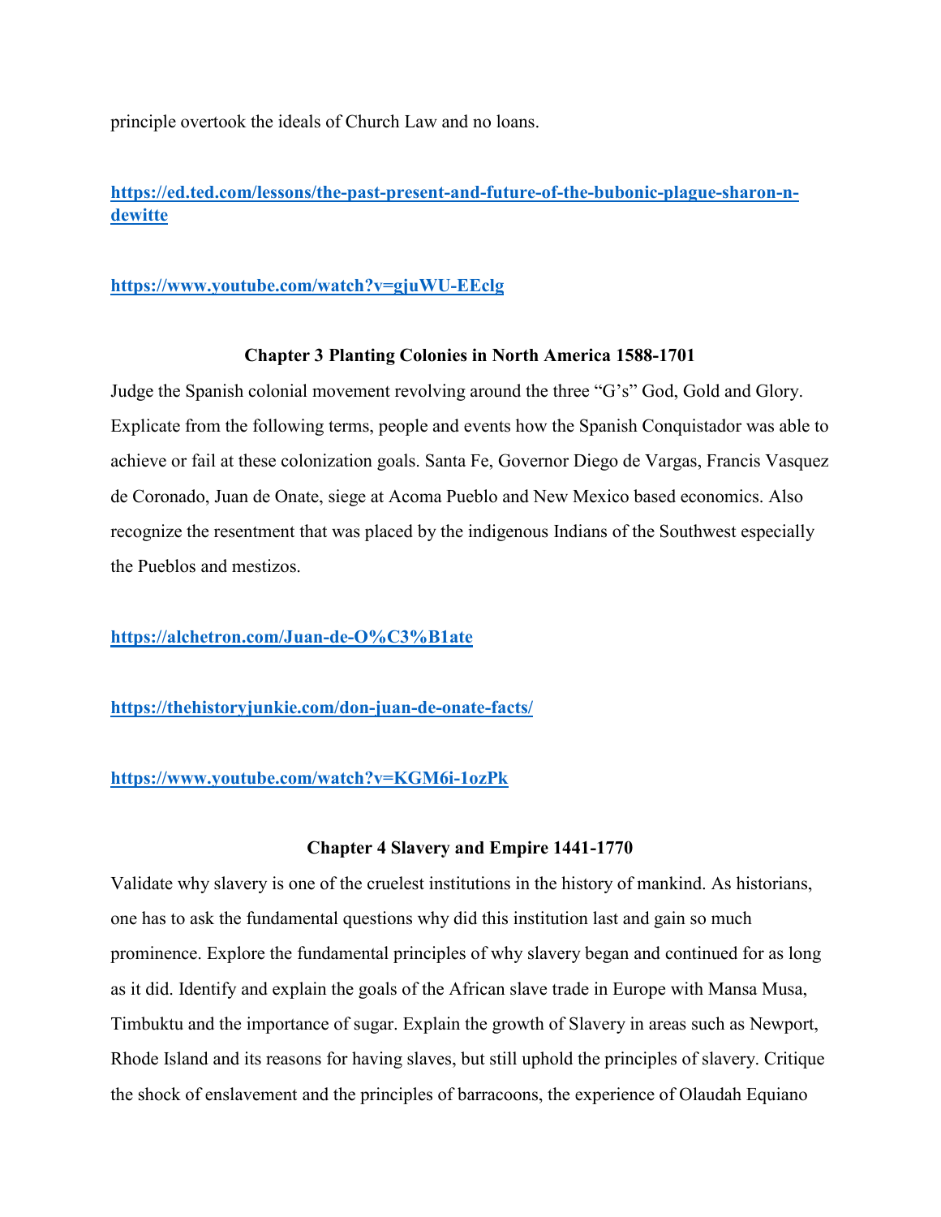principle overtook the ideals of Church Law and no loans.

**https://ed.ted.com/lessons/the-past-present-and-future-of-the-bubonic-plague-sharon-n-dewitte**

**https://www.youtube.com/watch?v=gjuWU-EEclg**

### Chapter 3 Planting Colonies in North America 1588-1701

Judge the Spanish colonial movement revolving around the three "G's" God, Gold and Glory. Explicate from the following terms, people and events how the Spanish Conquistador was able to achieve or fail at these colonization goals. Santa Fe, Governor Diego de Vargas, Francis Vasquez de Coronado, Juan de Onate, siege at Acoma Pueblo and New Mexico based economics. Also recognize the resentment that was placed by the indigenous Indians of the Southwest especially the Pueblos and mestizos.

**https://alchetron.com/Juan-de-O%C3%B1ate**

**https://thehistoryjunkie.com/don-juan-de-onate-facts/**

**https://www.youtube.com/watch?v=KGM6i-1ozPk**

### Chapter 4 Slavery and Empire 1441-1770

Validate why slavery is one of the cruelest institutions in the history of mankind. As historians, one has to ask the fundamental questions why did this institution last and gain so much prominence. Explore the fundamental principles of why slavery began and continued for as long as it did. Identify and explain the goals of the African slave trade in Europe with Mansa Musa, Timbuktu and the importance of sugar. Explain the growth of Slavery in areas such as Newport, Rhode Island and its reasons for having slaves, but still uphold the principles of slavery. Critique the shock of enslavement and the principles of barracoons, the experience of Olaudah Equiano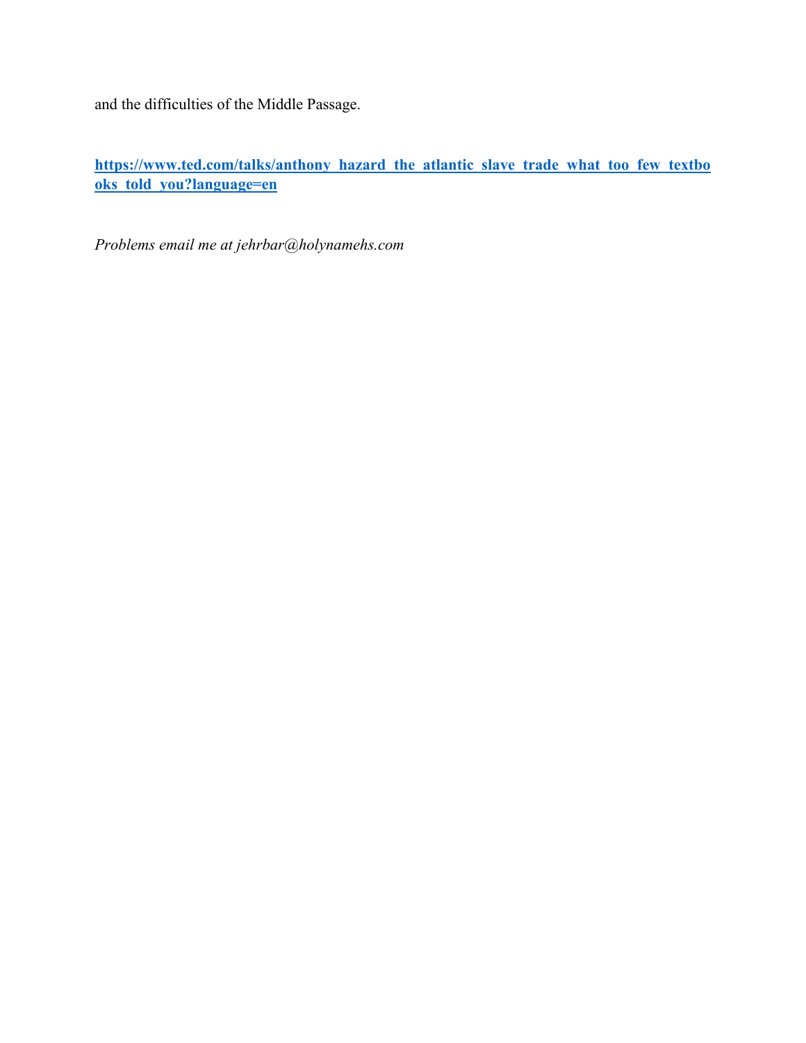and the difficulties of the Middle Passage.

**https://www.ted.com/talks/anthony_hazard_the_atlantic_slave_trade_what_too_few_textbooks_told_you?language=en**

*Problems email me at jehrbar@holynamehs.com*